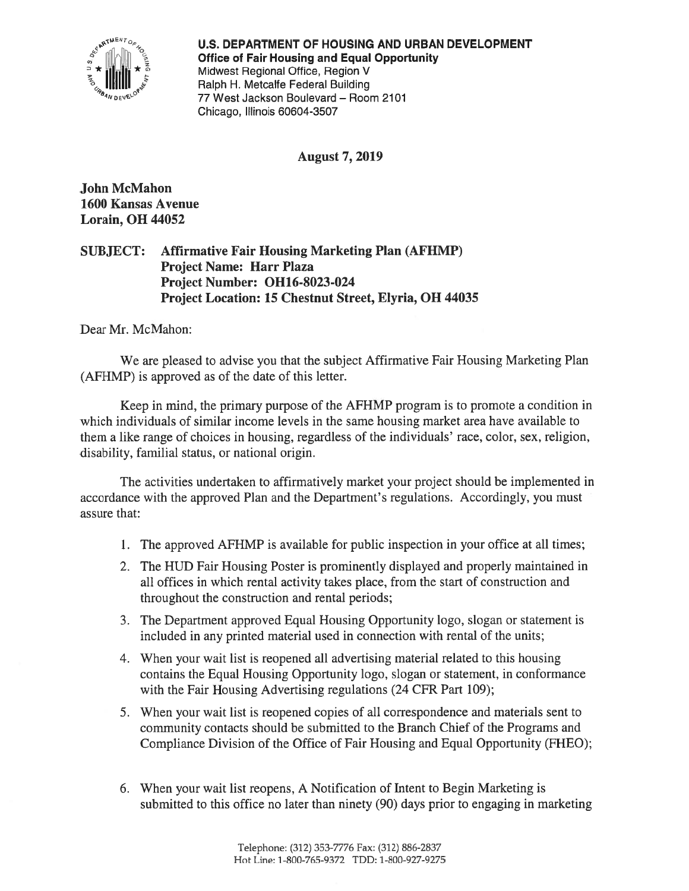**U.S. DEPARTMENT OF HOUSING AND URBAN DEVELOPMENT**
**Office of Fair Housing and Equal Opportunity**
Midwest Regional Office, Region V
Ralph H. Metcalfe Federal Building
77 West Jackson Boulevard – Room 2101
Chicago, Illinois 60604-3507

**August 7, 2019**

**John McMahon**
**1600 Kansas Avenue**
**Lorain, OH 44052**

**SUBJECT: Affirmative Fair Housing Marketing Plan (AFHMP)**
**Project Name: Harr Plaza**
**Project Number: OH16-8023-024**
**Project Location: 15 Chestnut Street, Elyria, OH 44035**

Dear Mr. McMahon:

We are pleased to advise you that the subject Affirmative Fair Housing Marketing Plan (AFHMP) is approved as of the date of this letter.

Keep in mind, the primary purpose of the AFHMP program is to promote a condition in which individuals of similar income levels in the same housing market area have available to them a like range of choices in housing, regardless of the individuals' race, color, sex, religion, disability, familial status, or national origin.

The activities undertaken to affirmatively market your project should be implemented in accordance with the approved Plan and the Department's regulations. Accordingly, you must assure that:

1. The approved AFHMP is available for public inspection in your office at all times;
2. The HUD Fair Housing Poster is prominently displayed and properly maintained in all offices in which rental activity takes place, from the start of construction and throughout the construction and rental periods;
3. The Department approved Equal Housing Opportunity logo, slogan or statement is included in any printed material used in connection with rental of the units;
4. When your wait list is reopened all advertising material related to this housing contains the Equal Housing Opportunity logo, slogan or statement, in conformance with the Fair Housing Advertising regulations (24 CFR Part 109);
5. When your wait list is reopened copies of all correspondence and materials sent to community contacts should be submitted to the Branch Chief of the Programs and Compliance Division of the Office of Fair Housing and Equal Opportunity (FHEO);
6. When your wait list reopens, A Notification of Intent to Begin Marketing is submitted to this office no later than ninety (90) days prior to engaging in marketing

Telephone: (312) 353-7776 Fax: (312) 886-2837
Hot Line: 1-800-765-9372 TDD: 1-800-927-9275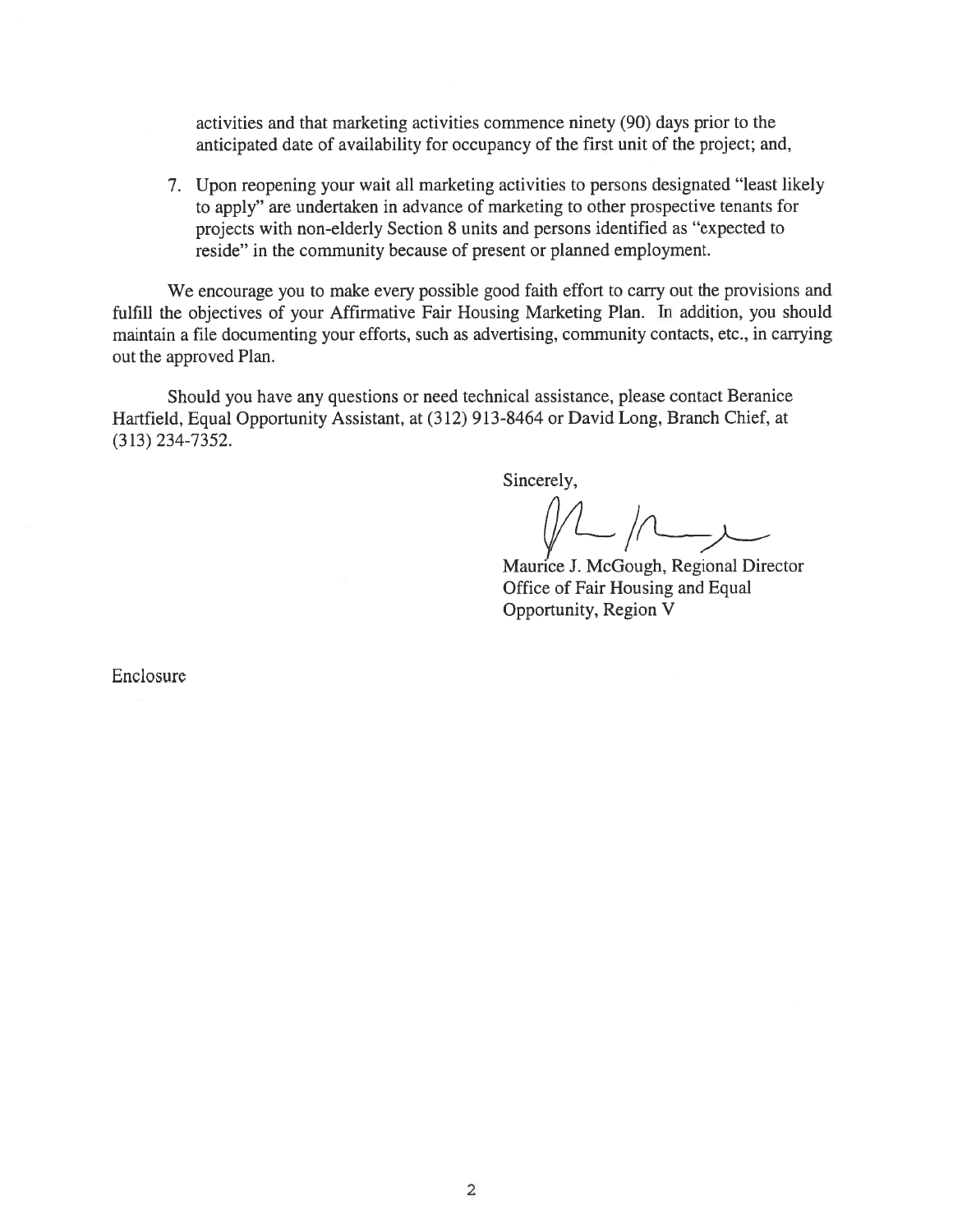activities and that marketing activities commence ninety (90) days prior to the anticipated date of availability for occupancy of the first unit of the project; and,

7. Upon reopening your wait all marketing activities to persons designated "least likely to apply" are undertaken in advance of marketing to other prospective tenants for projects with non-elderly Section 8 units and persons identified as "expected to reside" in the community because of present or planned employment.

We encourage you to make every possible good faith effort to carry out the provisions and fulfill the objectives of your Affirmative Fair Housing Marketing Plan. In addition, you should maintain a file documenting your efforts, such as advertising, community contacts, etc., in carrying out the approved Plan.

Should you have any questions or need technical assistance, please contact Beranice Hartfield, Equal Opportunity Assistant, at (312) 913-8464 or David Long, Branch Chief, at (313) 234-7352.

Sincerely,

Maurice J. McGough, Regional Director
Office of Fair Housing and Equal Opportunity, Region V

Enclosure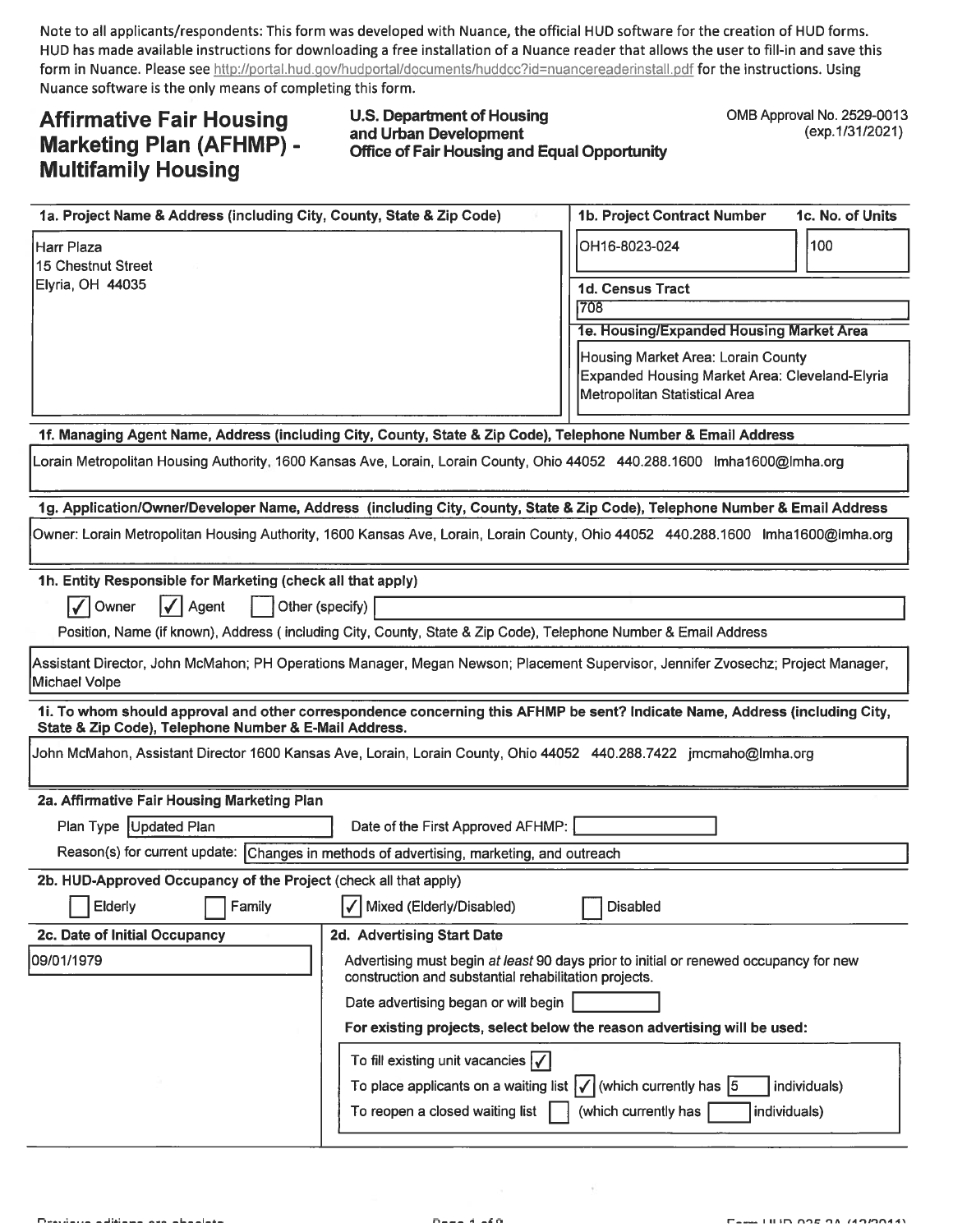Note to all applicants/respondents: This form was developed with Nuance, the official HUD software for the creation of HUD forms. HUD has made available instructions for downloading a free installation of a Nuance reader that allows the user to fill-in and save this form in Nuance. Please see http://portal.hud.gov/hudportal/documents/huddoc?id=nuancereaderinstall.pdf for the instructions. Using Nuance software is the only means of completing this form.

# Affirmative Fair Housing Marketing Plan (AFHMP) - Multifamily Housing

**U.S. Department of Housing and Urban Development**
**Office of Fair Housing and Equal Opportunity**

OMB Approval No. 2529-0013 (exp.1/31/2021)

**1a. Project Name & Address (including City, County, State & Zip Code)**

Harr Plaza
15 Chestnut Street
Elyria, OH 44035

**1b. Project Contract Number:** OH16-8023-024

**1c. No. of Units:** 100

**1d. Census Tract:** 708

**1e. Housing/Expanded Housing Market Area**

Housing Market Area: Lorain County
Expanded Housing Market Area: Cleveland-Elyria Metropolitan Statistical Area

**1f. Managing Agent Name, Address (including City, County, State & Zip Code), Telephone Number & Email Address**

Lorain Metropolitan Housing Authority, 1600 Kansas Ave, Lorain, Lorain County, Ohio 44052 440.288.1600 lmha1600@lmha.org

**1g. Application/Owner/Developer Name, Address (including City, County, State & Zip Code), Telephone Number & Email Address**

Owner: Lorain Metropolitan Housing Authority, 1600 Kansas Ave, Lorain, Lorain County, Ohio 44052 440.288.1600 lmha1600@lmha.org

**1h. Entity Responsible for Marketing (check all that apply)**

☑ Owner ☑ Agent ☐ Other (specify)

Position, Name (if known), Address ( including City, County, State & Zip Code), Telephone Number & Email Address

Assistant Director, John McMahon; PH Operations Manager, Megan Newson; Placement Supervisor, Jennifer Zvosechz; Project Manager, Michael Volpe

**1i. To whom should approval and other correspondence concerning this AFHMP be sent? Indicate Name, Address (including City, State & Zip Code), Telephone Number & E-Mail Address.**

John McMahon, Assistant Director 1600 Kansas Ave, Lorain, Lorain County, Ohio 44052 440.288.7422 jmcmaho@lmha.org

**2a. Affirmative Fair Housing Marketing Plan**

Plan Type: Updated Plan Date of the First Approved AFHMP:

Reason(s) for current update: Changes in methods of advertising, marketing, and outreach

**2b. HUD-Approved Occupancy of the Project (check all that apply)**

☐ Elderly ☐ Family ☑ Mixed (Elderly/Disabled) ☐ Disabled

**2c. Date of Initial Occupancy**

09/01/1979

**2d. Advertising Start Date**

Advertising must begin *at least* 90 days prior to initial or renewed occupancy for new construction and substantial rehabilitation projects.

Date advertising began or will begin:

**For existing projects, select below the reason advertising will be used:**

To fill existing unit vacancies ☑

To place applicants on a waiting list ☑ (which currently has 5 individuals)

To reopen a closed waiting list ☐ (which currently has individuals)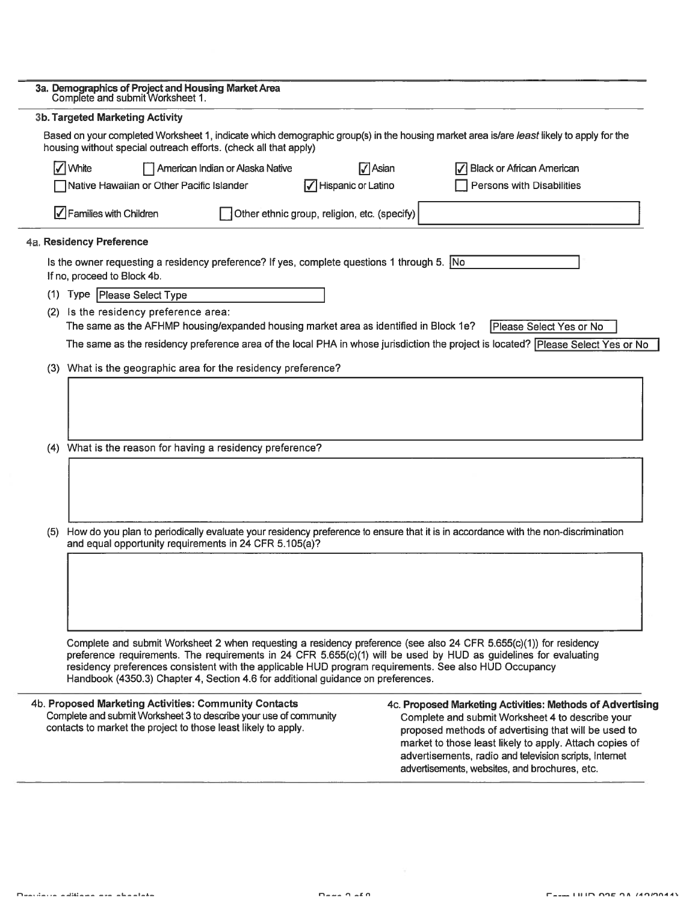### 3a. Demographics of Project and Housing Market Area

Complete and submit Worksheet 1.

### 3b. Targeted Marketing Activity

Based on your completed Worksheet 1, indicate which demographic group(s) in the housing market area is/are *least* likely to apply for the housing without special outreach efforts. (check all that apply)

- [x] White
- [ ] American Indian or Alaska Native
- [x] Asian
- [x] Black or African American
- [ ] Native Hawaiian or Other Pacific Islander
- [x] Hispanic or Latino
- [ ] Persons with Disabilities
- [x] Families with Children
- [ ] Other ethnic group, religion, etc. (specify)

### 4a. Residency Preference

Is the owner requesting a residency preference? If yes, complete questions 1 through 5. No

If no, proceed to Block 4b.

(1) Type Please Select Type

(2) Is the residency preference area:

The same as the AFHMP housing/expanded housing market area as identified in Block 1e? Please Select Yes or No

The same as the residency preference area of the local PHA in whose jurisdiction the project is located? Please Select Yes or No

(3) What is the geographic area for the residency preference?

(4) What is the reason for having a residency preference?

(5) How do you plan to periodically evaluate your residency preference to ensure that it is in accordance with the non-discrimination and equal opportunity requirements in 24 CFR 5.105(a)?

Complete and submit Worksheet 2 when requesting a residency preference (see also 24 CFR 5.655(c)(1)) for residency preference requirements. The requirements in 24 CFR 5.655(c)(1) will be used by HUD as guidelines for evaluating residency preferences consistent with the applicable HUD program requirements. See also HUD Occupancy Handbook (4350.3) Chapter 4, Section 4.6 for additional guidance on preferences.

### 4b. Proposed Marketing Activities: Community Contacts

Complete and submit Worksheet 3 to describe your use of community contacts to market the project to those least likely to apply.

### 4c. Proposed Marketing Activities: Methods of Advertising

Complete and submit Worksheet 4 to describe your proposed methods of advertising that will be used to market to those least likely to apply. Attach copies of advertisements, radio and television scripts, Internet advertisements, websites, and brochures, etc.

Previous editions are obsolete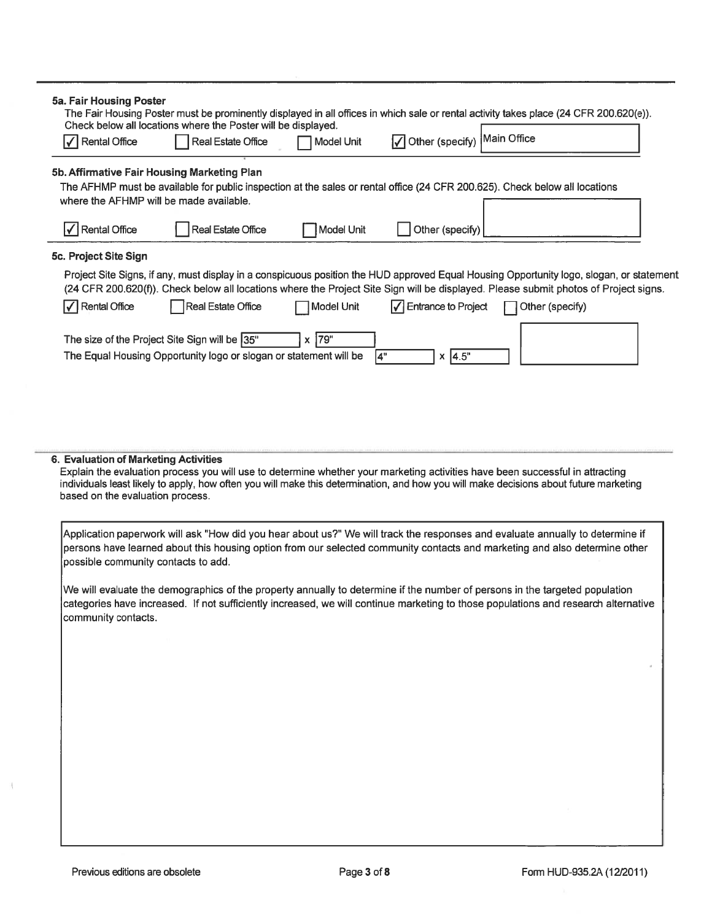### 5a. Fair Housing Poster

The Fair Housing Poster must be prominently displayed in all offices in which sale or rental activity takes place (24 CFR 200.620(e)). Check below all locations where the Poster will be displayed.

- [x] Rental Office
- [ ] Real Estate Office
- [ ] Model Unit
- [x] Other (specify) Main Office

### 5b. Affirmative Fair Housing Marketing Plan

The AFHMP must be available for public inspection at the sales or rental office (24 CFR 200.625). Check below all locations where the AFHMP will be made available.

- [x] Rental Office
- [ ] Real Estate Office
- [ ] Model Unit
- [ ] Other (specify)

### 5c. Project Site Sign

Project Site Signs, if any, must display in a conspicuous position the HUD approved Equal Housing Opportunity logo, slogan, or statement (24 CFR 200.620(f)). Check below all locations where the Project Site Sign will be displayed. Please submit photos of Project signs.

- [x] Rental Office
- [ ] Real Estate Office
- [ ] Model Unit
- [x] Entrance to Project
- [ ] Other (specify)

The size of the Project Site Sign will be 35" x 79"

The Equal Housing Opportunity logo or slogan or statement will be 4" x 4.5"

### 6. Evaluation of Marketing Activities

Explain the evaluation process you will use to determine whether your marketing activities have been successful in attracting individuals least likely to apply, how often you will make this determination, and how you will make decisions about future marketing based on the evaluation process.

Application paperwork will ask "How did you hear about us?" We will track the responses and evaluate annually to determine if persons have learned about this housing option from our selected community contacts and marketing and also determine other possible community contacts to add.

We will evaluate the demographics of the property annually to determine if the number of persons in the targeted population categories have increased. If not sufficiently increased, we will continue marketing to those populations and research alternative community contacts.

Previous editions are obsolete

Form HUD-935.2A (12/2011)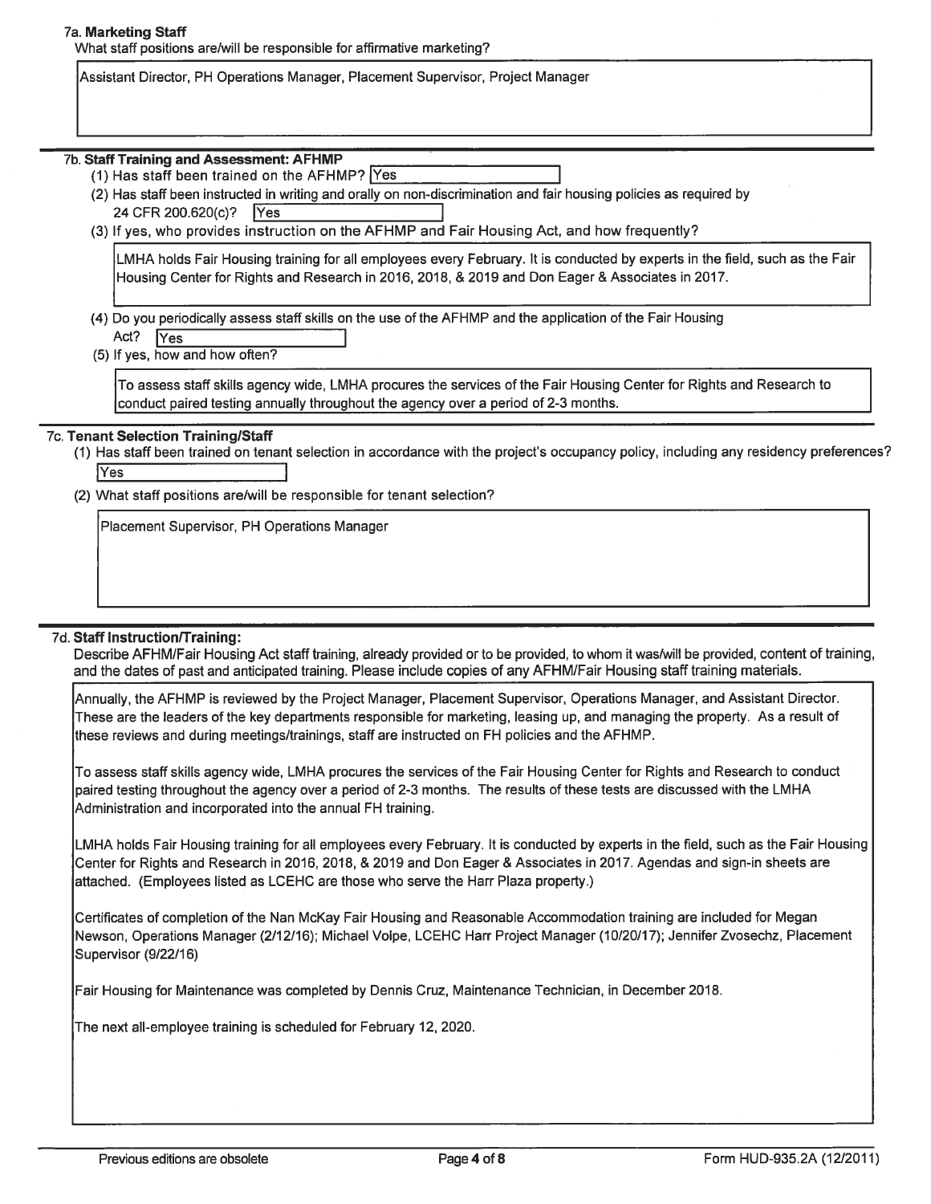## 7a. Marketing Staff

What staff positions are/will be responsible for affirmative marketing?

Assistant Director, PH Operations Manager, Placement Supervisor, Project Manager

## 7b. Staff Training and Assessment: AFHMP

(1) Has staff been trained on the AFHMP? Yes

(2) Has staff been instructed in writing and orally on non-discrimination and fair housing policies as required by 24 CFR 200.620(c)? Yes

(3) If yes, who provides instruction on the AFHMP and Fair Housing Act, and how frequently?

LMHA holds Fair Housing training for all employees every February. It is conducted by experts in the field, such as the Fair Housing Center for Rights and Research in 2016, 2018, & 2019 and Don Eager & Associates in 2017.

(4) Do you periodically assess staff skills on the use of the AFHMP and the application of the Fair Housing Act? Yes

(5) If yes, how and how often?

To assess staff skills agency wide, LMHA procures the services of the Fair Housing Center for Rights and Research to conduct paired testing annually throughout the agency over a period of 2-3 months.

## 7c. Tenant Selection Training/Staff

(1) Has staff been trained on tenant selection in accordance with the project's occupancy policy, including any residency preferences? Yes

(2) What staff positions are/will be responsible for tenant selection?

Placement Supervisor, PH Operations Manager

## 7d. Staff Instruction/Training:

Describe AFHM/Fair Housing Act staff training, already provided or to be provided, to whom it was/will be provided, content of training, and the dates of past and anticipated training. Please include copies of any AFHM/Fair Housing staff training materials.

Annually, the AFHMP is reviewed by the Project Manager, Placement Supervisor, Operations Manager, and Assistant Director. These are the leaders of the key departments responsible for marketing, leasing up, and managing the property. As a result of these reviews and during meetings/trainings, staff are instructed on FH policies and the AFHMP.

To assess staff skills agency wide, LMHA procures the services of the Fair Housing Center for Rights and Research to conduct paired testing throughout the agency over a period of 2-3 months. The results of these tests are discussed with the LMHA Administration and incorporated into the annual FH training.

LMHA holds Fair Housing training for all employees every February. It is conducted by experts in the field, such as the Fair Housing Center for Rights and Research in 2016, 2018, & 2019 and Don Eager & Associates in 2017. Agendas and sign-in sheets are attached. (Employees listed as LCEHC are those who serve the Harr Plaza property.)

Certificates of completion of the Nan McKay Fair Housing and Reasonable Accommodation training are included for Megan Newson, Operations Manager (2/12/16); Michael Volpe, LCEHC Harr Project Manager (10/20/17); Jennifer Zvosechz, Placement Supervisor (9/22/16)

Fair Housing for Maintenance was completed by Dennis Cruz, Maintenance Technician, in December 2018.

The next all-employee training is scheduled for February 12, 2020.

Previous editions are obsolete | Form HUD-935.2A (12/2011)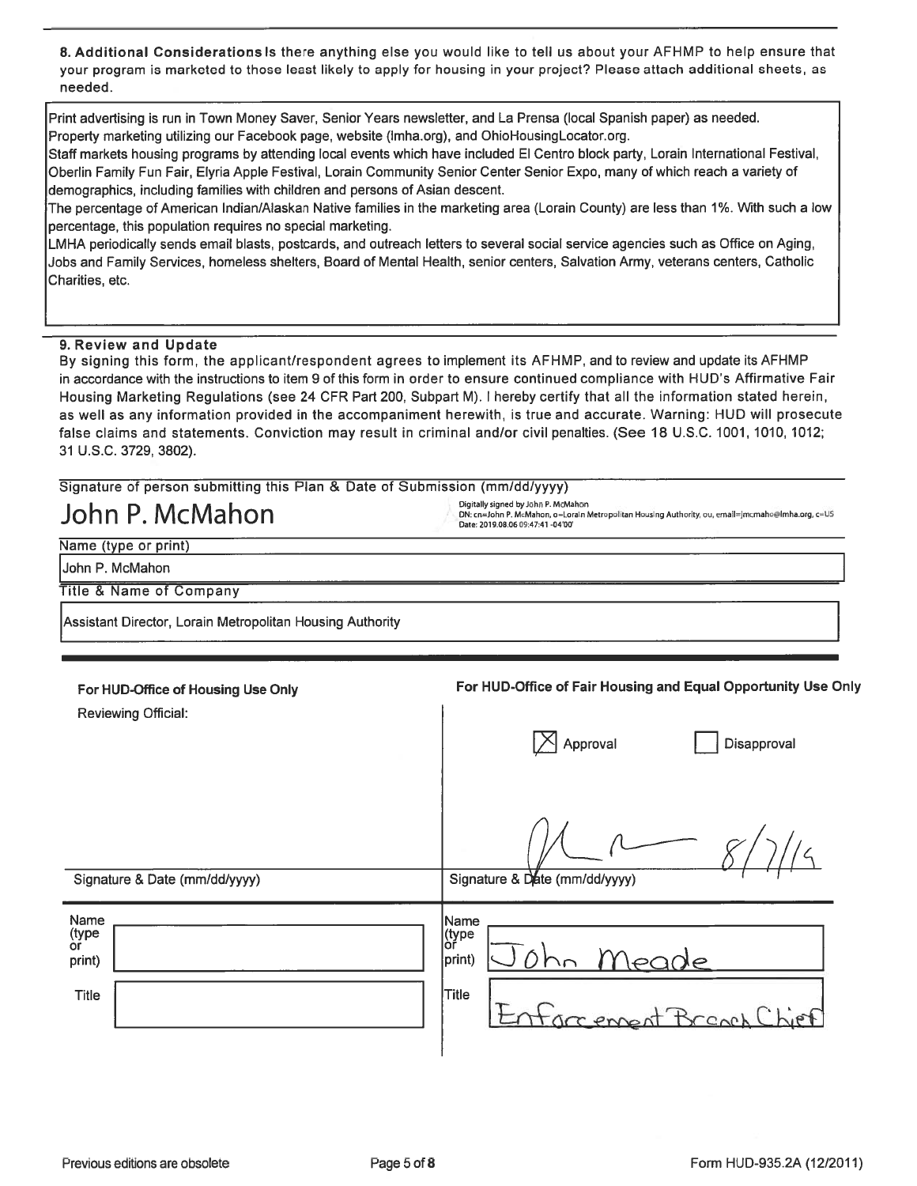**8. Additional Considerations** Is there anything else you would like to tell us about your AFHMP to help ensure that your program is marketed to those least likely to apply for housing in your project? Please attach additional sheets, as needed.

Print advertising is run in Town Money Saver, Senior Years newsletter, and La Prensa (local Spanish paper) as needed.
Property marketing utilizing our Facebook page, website (lmha.org), and OhioHousingLocator.org.
Staff markets housing programs by attending local events which have included El Centro block party, Lorain International Festival, Oberlin Family Fun Fair, Elyria Apple Festival, Lorain Community Senior Center Senior Expo, many of which reach a variety of demographics, including families with children and persons of Asian descent.
The percentage of American Indian/Alaskan Native families in the marketing area (Lorain County) are less than 1%. With such a low percentage, this population requires no special marketing.
LMHA periodically sends email blasts, postcards, and outreach letters to several social service agencies such as Office on Aging, Jobs and Family Services, homeless shelters, Board of Mental Health, senior centers, Salvation Army, veterans centers, Catholic Charities, etc.

**9. Review and Update**

By signing this form, the applicant/respondent agrees to implement its AFHMP, and to review and update its AFHMP in accordance with the instructions to item 9 of this form in order to ensure continued compliance with HUD's Affirmative Fair Housing Marketing Regulations (see 24 CFR Part 200, Subpart M). I hereby certify that all the information stated herein, as well as any information provided in the accompaniment herewith, is true and accurate. Warning: HUD will prosecute false claims and statements. Conviction may result in criminal and/or civil penalties. (See 18 U.S.C. 1001, 1010, 1012; 31 U.S.C. 3729, 3802).

Signature of person submitting this Plan & Date of Submission (mm/dd/yyyy)

John P. McMahon
Digitally signed by John P. McMahon
DN: cn=John P. McMahon, o=Lorain Metropolitan Housing Authority, ou, email=jmcmahon@lmha.org, c=US
Date: 2019.08.06 09:47:41 -04'00'

Name (type or print)

John P. McMahon

Title & Name of Company

Assistant Director, Lorain Metropolitan Housing Authority

| For HUD-Office of Housing Use Only | For HUD-Office of Fair Housing and Equal Opportunity Use Only |
|---|---|
| Reviewing Official: | ☒ Approval ☐ Disapproval |
| Signature & Date (mm/dd/yyyy) | Signature & Date (mm/dd/yyyy) 8/7/19 |
| Name (type or print) | Name (type or print) John Meade |
| Title | Title Enforcement Branch Chief |

Previous editions are obsolete

Form HUD-935.2A (12/2011)